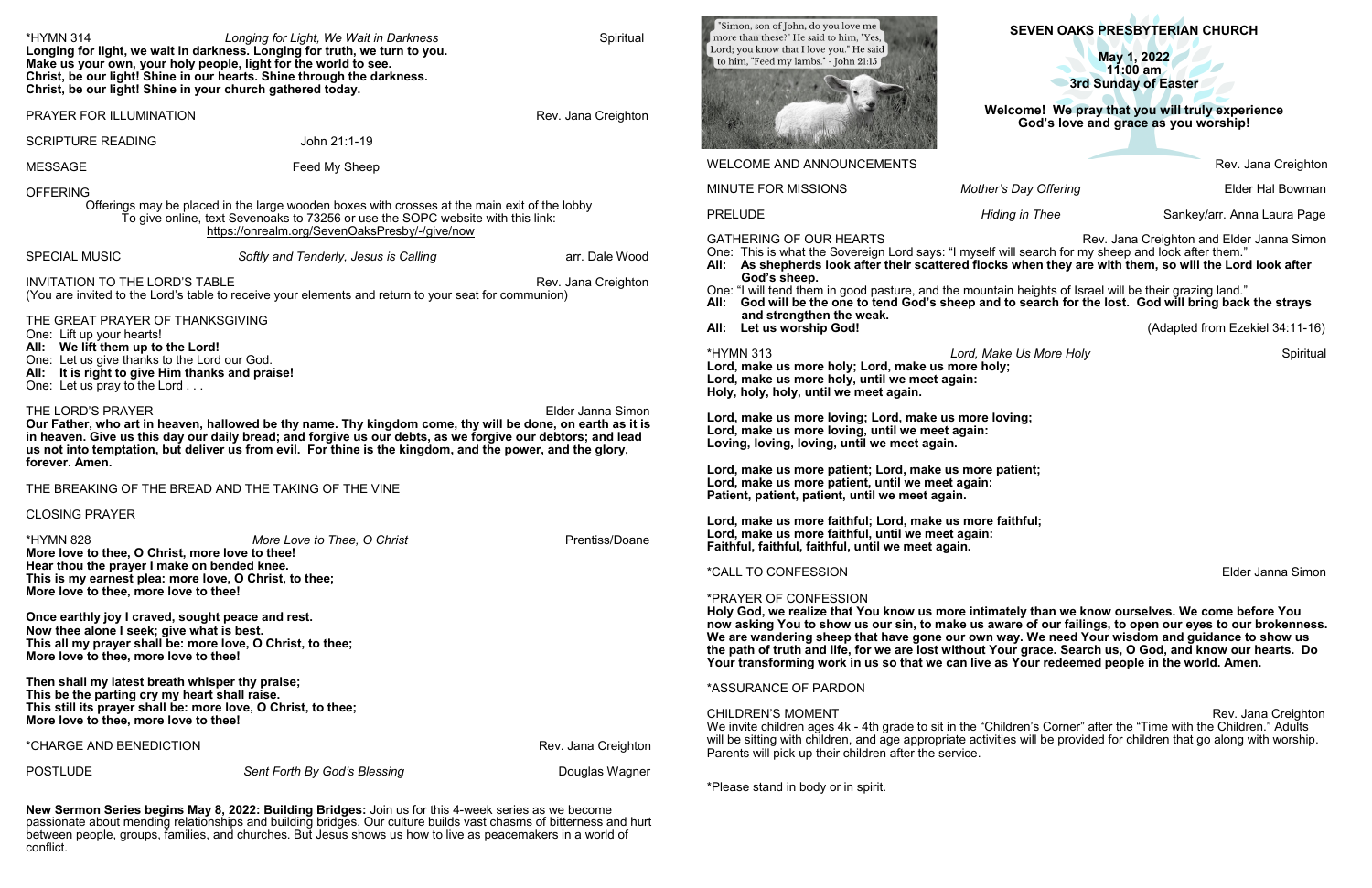"Simon, son of John, do you love me more than these?" He said to him, "Yes, Lord; you know that I love you." He said to him, "Feed my lambs." - John 21:15

# SEVEN OAKS PRESBYTERIAN CHURCH

**May 1, 2022**
**11:00 am**
**3rd Sunday of Easter**

**Welcome! We pray that you will truly experience God's love and grace as you worship!**

WELCOME AND ANNOUNCEMENTS — Rev. Jana Creighton

MINUTE FOR MISSIONS — *Mother's Day Offering* — Elder Hal Bowman

PRELUDE — *Hiding in Thee* — Sankey/arr. Anna Laura Page

GATHERING OF OUR HEARTS — Rev. Jana Creighton and Elder Janna Simon

One: This is what the Sovereign Lord says: "I myself will search for my sheep and look after them."
**All: As shepherds look after their scattered flocks when they are with them, so will the Lord look after God's sheep.**
One: "I will tend them in good pasture, and the mountain heights of Israel will be their grazing land."
**All: God will be the one to tend God's sheep and to search for the lost. God will bring back the strays and strengthen the weak.**
**All: Let us worship God!**

(Adapted from Ezekiel 34:11-16)

*HYMN 313 — *Lord, Make Us More Holy* — Spiritual

**Lord, make us more holy; Lord, make us more holy;**
**Lord, make us more holy, until we meet again:**
**Holy, holy, holy, until we meet again.**

**Lord, make us more loving; Lord, make us more loving;**
**Lord, make us more loving, until we meet again:**
**Loving, loving, loving, until we meet again.**

**Lord, make us more patient; Lord, make us more patient;**
**Lord, make us more patient, until we meet again:**
**Patient, patient, patient, until we meet again.**

**Lord, make us more faithful; Lord, make us more faithful;**
**Lord, make us more faithful, until we meet again:**
**Faithful, faithful, faithful, until we meet again.**

*CALL TO CONFESSION — Elder Janna Simon

*PRAYER OF CONFESSION

**Holy God, we realize that You know us more intimately than we know ourselves. We come before You now asking You to show us our sin, to make us aware of our failings, to open our eyes to our brokenness. We are wandering sheep that have gone our own way. We need Your wisdom and guidance to show us the path of truth and life, for we are lost without Your grace. Search us, O God, and know our hearts. Do Your transforming work in us so that we can live as Your redeemed people in the world. Amen.**

*ASSURANCE OF PARDON

CHILDREN'S MOMENT — Rev. Jana Creighton

We invite children ages 4k - 4th grade to sit in the "Children's Corner" after the "Time with the Children." Adults will be sitting with children, and age appropriate activities will be provided for children that go along with worship. Parents will pick up their children after the service.

*Please stand in body or in spirit.

*HYMN 314 — *Longing for Light, We Wait in Darkness* — Spiritual

**Longing for light, we wait in darkness. Longing for truth, we turn to you.**
**Make us your own, your holy people, light for the world to see.**
**Christ, be our light! Shine in our hearts. Shine through the darkness.**
**Christ, be our light! Shine in your church gathered today.**

PRAYER FOR ILLUMINATION — Rev. Jana Creighton

SCRIPTURE READING — John 21:1-19

MESSAGE — Feed My Sheep

OFFERING

Offerings may be placed in the large wooden boxes with crosses at the main exit of the lobby
To give online, text Sevenoaks to 73256 or use the SOPC website with this link:
https://onrealm.org/SevenOaksPresby/-/give/now

SPECIAL MUSIC — *Softly and Tenderly, Jesus is Calling* — arr. Dale Wood

INVITATION TO THE LORD'S TABLE — Rev. Jana Creighton

(You are invited to the Lord's table to receive your elements and return to your seat for communion)

THE GREAT PRAYER OF THANKSGIVING

One: Lift up your hearts!
**All: We lift them up to the Lord!**
One: Let us give thanks to the Lord our God.
**All: It is right to give Him thanks and praise!**
One: Let us pray to the Lord . . .

THE LORD'S PRAYER — Elder Janna Simon

**Our Father, who art in heaven, hallowed be thy name. Thy kingdom come, thy will be done, on earth as it is in heaven. Give us this day our daily bread; and forgive us our debts, as we forgive our debtors; and lead us not into temptation, but deliver us from evil. For thine is the kingdom, and the power, and the glory, forever. Amen.**

THE BREAKING OF THE BREAD AND THE TAKING OF THE VINE

CLOSING PRAYER

*HYMN 828 — *More Love to Thee, O Christ* — Prentiss/Doane

**More love to thee, O Christ, more love to thee!**
**Hear thou the prayer I make on bended knee.**
**This is my earnest plea: more love, O Christ, to thee;**
**More love to thee, more love to thee!**

**Once earthly joy I craved, sought peace and rest.**
**Now thee alone I seek; give what is best.**
**This all my prayer shall be: more love, O Christ, to thee;**
**More love to thee, more love to thee!**

**Then shall my latest breath whisper thy praise;**
**This be the parting cry my heart shall raise.**
**This still its prayer shall be: more love, O Christ, to thee;**
**More love to thee, more love to thee!**

*CHARGE AND BENEDICTION — Rev. Jana Creighton

POSTLUDE — *Sent Forth By God's Blessing* — Douglas Wagner

**New Sermon Series begins May 8, 2022: Building Bridges:** Join us for this 4-week series as we become passionate about mending relationships and building bridges. Our culture builds vast chasms of bitterness and hurt between people, groups, families, and churches. But Jesus shows us how to live as peacemakers in a world of conflict.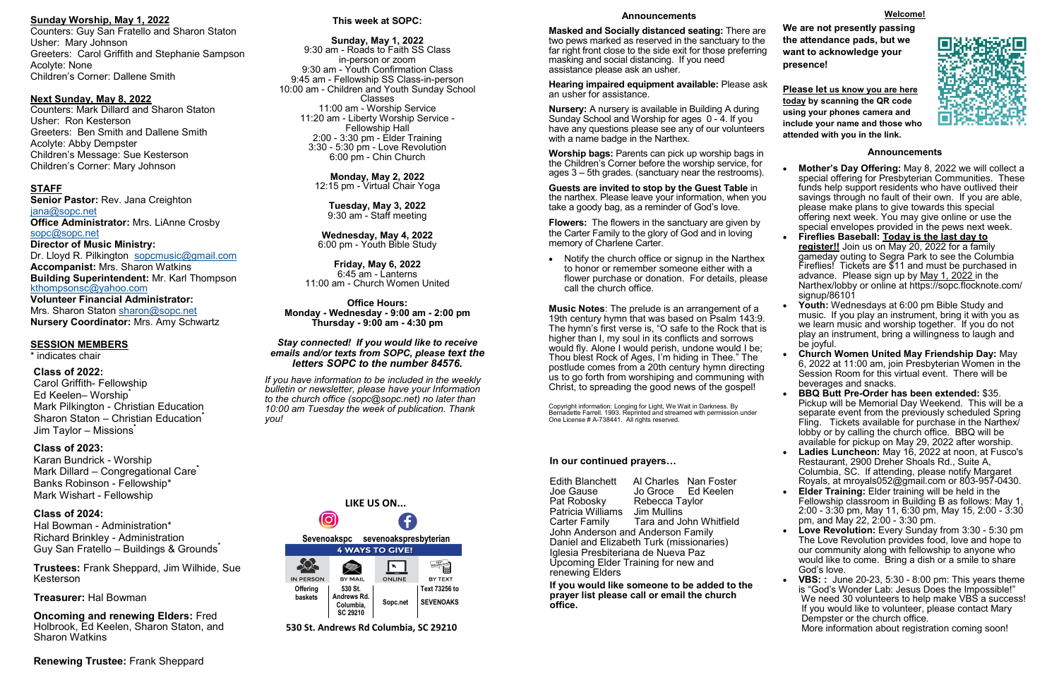## Sunday Worship, May 1, 2022

Counters: Guy San Fratello and Sharon Staton
Usher: Mary Johnson
Greeters: Carol Griffith and Stephanie Sampson
Acolyte: None
Children's Corner: Dallene Smith

## Next Sunday, May 8, 2022

Counters: Mark Dillard and Sharon Staton
Usher: Ron Kesterson
Greeters: Ben Smith and Dallene Smith
Acolyte: Abby Dempster
Children's Message: Sue Kesterson
Children's Corner: Mary Johnson

## STAFF

**Senior Pastor:** Rev. Jana Creighton
jana@sopc.net
**Office Administrator:** Mrs. LiAnne Crosby
sopc@sopc.net
**Director of Music Ministry:**
Dr. Lloyd R. Pilkington sopcmusic@gmail.com
**Accompanist:** Mrs. Sharon Watkins
**Building Superintendent:** Mr. Karl Thompson
kthompsonsc@yahoo.com
**Volunteer Financial Administrator:**
Mrs. Sharon Staton sharon@sopc.net
**Nursery Coordinator:** Mrs. Amy Schwartz

## SESSION MEMBERS

* indicates chair

**Class of 2022:**
Carol Griffith- Fellowship
Ed Keelen– Worship*
Mark Pilkington - Christian Education
Sharon Staton – Christian Education*
Jim Taylor – Missions*

**Class of 2023:**
Karan Bundrick - Worship
Mark Dillard – Congregational Care*
Banks Robinson - Fellowship*
Mark Wishart - Fellowship

**Class of 2024:**
Hal Bowman - Administration*
Richard Brinkley - Administration
Guy San Fratello – Buildings & Grounds*

**Trustees:** Frank Sheppard, Jim Wilhide, Sue Kesterson

**Treasurer:** Hal Bowman

**Oncoming and renewing Elders:** Fred Holbrook, Ed Keelen, Sharon Staton, and Sharon Watkins

**Renewing Trustee:** Frank Sheppard

## This week at SOPC:

**Sunday, May 1, 2022**
9:30 am - Roads to Faith SS Class in-person or zoom
9:30 am - Youth Confirmation Class
9:45 am - Fellowship SS Class-in-person
10:00 am - Children and Youth Sunday School Classes
11:00 am - Worship Service
11:20 am - Liberty Worship Service - Fellowship Hall
2:00 - 3:30 pm - Elder Training
3:30 - 5:30 pm - Love Revolution
6:00 pm - Chin Church

**Monday, May 2, 2022**
12:15 pm - Virtual Chair Yoga

**Tuesday, May 3, 2022**
9:30 am - Staff meeting

**Wednesday, May 4, 2022**
6:00 pm - Youth Bible Study

**Friday, May 6, 2022**
6:45 am - Lanterns
11:00 am - Church Women United

**Office Hours:**
**Monday - Wednesday - 9:00 am - 2:00 pm**
**Thursday - 9:00 am - 4:30 pm**

***Stay connected! If you would like to receive emails and/or texts from SOPC, please text the letters SOPC to the number 84576.***

*If you have information to be included in the weekly bulletin or newsletter, please have your Information to the church office (sopc@sopc.net) no later than 10:00 am Tuesday the week of publication. Thank you!*

**LIKE US ON...**

Sevenoakspc sevenoakspresbyterian

**4 WAYS TO GIVE!**

| IN PERSON | BY MAIL | ONLINE | BY TEXT |
|---|---|---|---|
| Offering baskets | 530 St. Andrews Rd. Columbia, SC 29210 | Sopc.net | Text 73256 to SEVENOAKS |

**530 St. Andrews Rd Columbia, SC 29210**

## Announcements

**Masked and Socially distanced seating:** There are two pews marked as reserved in the sanctuary to the far right front close to the side exit for those preferring masking and social distancing. If you need assistance please ask an usher.

**Hearing impaired equipment available:** Please ask an usher for assistance.

**Nursery:** A nursery is available in Building A during Sunday School and Worship for ages 0 - 4. If you have any questions please see any of our volunteers with a name badge in the Narthex.

**Worship bags:** Parents can pick up worship bags in the Children's Corner before the worship service, for ages 3 – 5th grades. (sanctuary near the restrooms).

**Guests are invited to stop by the Guest Table** in the narthex. Please leave your information, when you take a goody bag, as a reminder of God's love.

**Flowers:** The flowers in the sanctuary are given by the Carter Family to the glory of God and in loving memory of Charlene Carter.

- Notify the church office or signup in the Narthex to honor or remember someone either with a flower purchase or donation. For details, please call the church office.

**Music Notes**: The prelude is an arrangement of a 19th century hymn that was based on Psalm 143:9. The hymn's first verse is, "O safe to the Rock that is higher than I, my soul in its conflicts and sorrows would fly. Alone I would perish, undone would I be; Thou blest Rock of Ages, I'm hiding in Thee." The postlude comes from a 20th century hymn directing us to go forth from worshiping and communing with Christ, to spreading the good news of the gospel!

Copyright information: Longing for Light, We Wait in Darkness. By Bernadette Farrell. 1993. Reprinted and streamed with permission under One License # A-738441. All rights reserved.

### In our continued prayers…

Edith Blanchett — Al Charles — Nan Foster
Joe Gause — Jo Groce — Ed Keelen
Pat Robosky — Rebecca Taylor
Patricia Williams — Jim Mullins
Carter Family — Tara and John Whitfield
John Anderson and Anderson Family
Daniel and Elizabeth Turk (missionaries)
Iglesia Presbiteriana de Nueva Paz
Upcoming Elder Training for new and renewing Elders

**If you would like someone to be added to the prayer list please call or email the church office.**

## Welcome!

**We are not presently passing the attendance pads, but we want to acknowledge your presence!**

**Please let us know you are here today by scanning the QR code using your phones camera and include your name and those who attended with you in the link.**

## Announcements

- **Mother's Day Offering:** May 8, 2022 we will collect a special offering for Presbyterian Communities. These funds help support residents who have outlived their savings through no fault of their own. If you are able, please make plans to give towards this special offering next week. You may give online or use the special envelopes provided in the pews next week.
- **Fireflies Baseball: Today is the last day to register!!** Join us on May 20, 2022 for a family gameday outing to Segra Park to see the Columbia Fireflies! Tickets are $11 and must be purchased in advance. Please sign up by May 1, 2022 in the Narthex/lobby or online at https://sopc.flocknote.com/signup/86101
- **Youth:** Wednesdays at 6:00 pm Bible Study and music. If you play an instrument, bring it with you as we learn music and worship together. If you do not play an instrument, bring a willingness to laugh and be joyful.
- **Church Women United May Friendship Day:** May 6, 2022 at 11:00 am, join Presbyterian Women in the Session Room for this virtual event. There will be beverages and snacks.
- **BBQ Butt Pre-Order has been extended:** $35. Pickup will be Memorial Day Weekend. This will be a separate event from the previously scheduled Spring Fling. Tickets available for purchase in the Narthex/lobby or by calling the church office. BBQ will be available for pickup on May 29, 2022 after worship.
- **Ladies Luncheon:** May 16, 2022 at noon, at Fusco's Restaurant, 2900 Dreher Shoals Rd., Suite A, Columbia, SC. If attending, please notify Margaret Royals, at mroyals052@gmail.com or 803-957-0430.
- **Elder Training:** Elder training will be held in the Fellowship classroom in Building B as follows: May 1, 2:00 - 3:30 pm, May 11, 6:30 pm, May 15, 2:00 - 3:30 pm, and May 22, 2:00 - 3:30 pm.
- **Love Revolution:** Every Sunday from 3:30 - 5:30 pm The Love Revolution provides food, love and hope to our community along with fellowship to anyone who would like to come. Bring a dish or a smile to share God's love.
- **VBS: :** June 20-23, 5:30 - 8:00 pm: This years theme is "God's Wonder Lab: Jesus Does the Impossible!" We need 30 volunteers to help make VBS a success! If you would like to volunteer, please contact Mary Dempster or the church office. More information about registration coming soon!